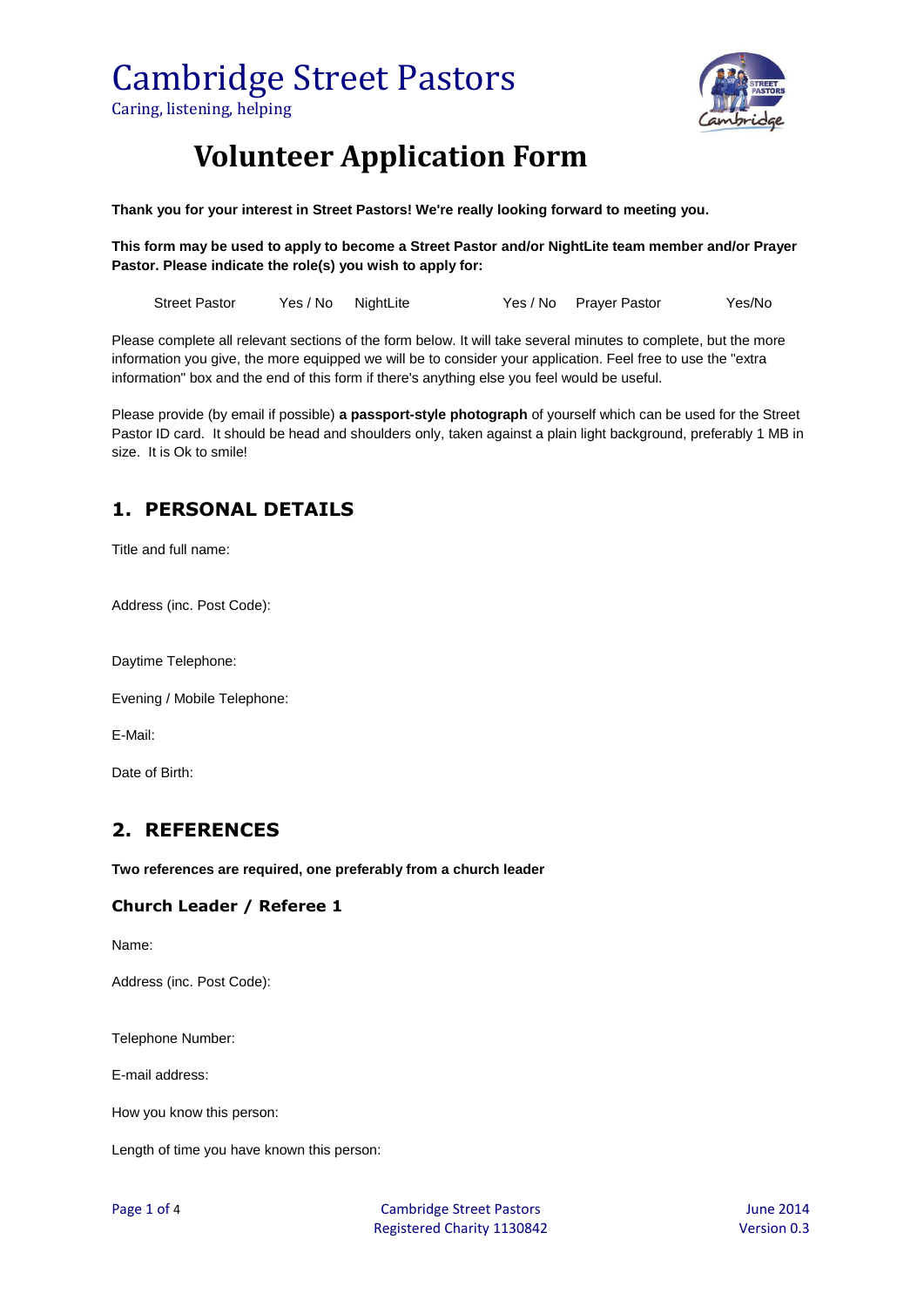# Cambridge Street Pastors

Caring, listening, helping

# Volunteer Application Form

**Thank you for your interest in Street Pastors! We're really looking forward to meeting you.**

**This form may be used to apply to become a Street Pastor and/or NightLite team member and/or Prayer Pastor. Please indicate the role(s) you wish to apply for:**

| Street Pastor | Yes / No | NightLite | Yes / No | Prayer Pastor | Yes/No |
|---|---|---|---|---|---|

Please complete all relevant sections of the form below. It will take several minutes to complete, but the more information you give, the more equipped we will be to consider your application. Feel free to use the "extra information" box and the end of this form if there's anything else you feel would be useful.

Please provide (by email if possible) **a passport-style photograph** of yourself which can be used for the Street Pastor ID card. It should be head and shoulders only, taken against a plain light background, preferably 1 MB in size. It is Ok to smile!

## 1. PERSONAL DETAILS

Title and full name:

Address (inc. Post Code):

Daytime Telephone:

Evening / Mobile Telephone:

E-Mail:

Date of Birth:

## 2. REFERENCES

**Two references are required, one preferably from a church leader**

### Church Leader / Referee 1

Name:

Address (inc. Post Code):

Telephone Number:

E-mail address:

How you know this person:

Length of time you have known this person: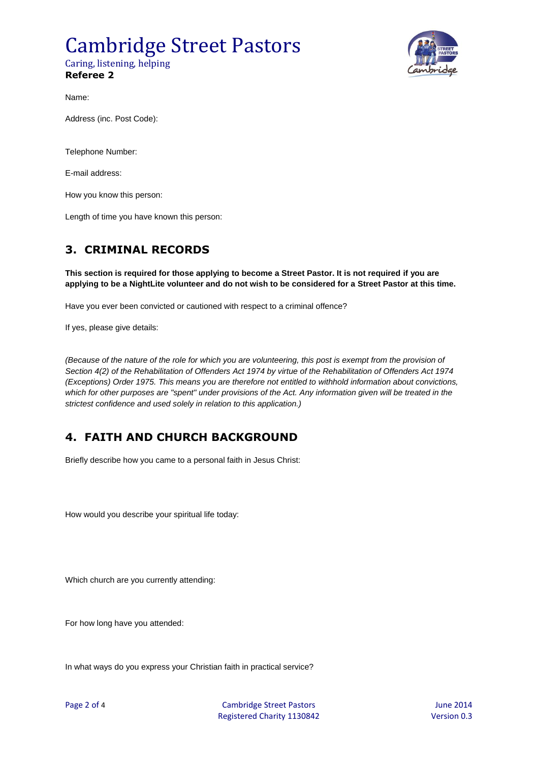**Referee 2**

Name:

Address (inc. Post Code):

Telephone Number:

E-mail address:

How you know this person:

Length of time you have known this person:

## 3. CRIMINAL RECORDS

**This section is required for those applying to become a Street Pastor. It is not required if you are applying to be a NightLite volunteer and do not wish to be considered for a Street Pastor at this time.**

Have you ever been convicted or cautioned with respect to a criminal offence?

If yes, please give details:

*(Because of the nature of the role for which you are volunteering, this post is exempt from the provision of Section 4(2) of the Rehabilitation of Offenders Act 1974 by virtue of the Rehabilitation of Offenders Act 1974 (Exceptions) Order 1975. This means you are therefore not entitled to withhold information about convictions, which for other purposes are "spent" under provisions of the Act. Any information given will be treated in the strictest confidence and used solely in relation to this application.)*

## 4. FAITH AND CHURCH BACKGROUND

Briefly describe how you came to a personal faith in Jesus Christ:

How would you describe your spiritual life today:

Which church are you currently attending:

For how long have you attended:

In what ways do you express your Christian faith in practical service?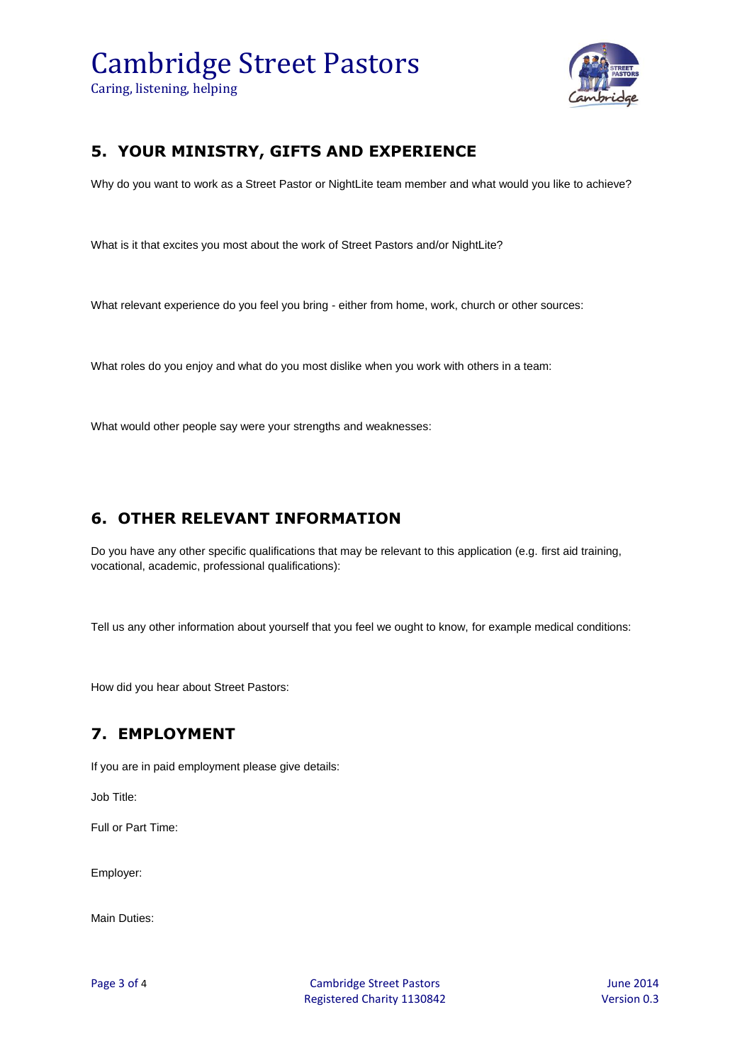## 5. YOUR MINISTRY, GIFTS AND EXPERIENCE

Why do you want to work as a Street Pastor or NightLite team member and what would you like to achieve?

What is it that excites you most about the work of Street Pastors and/or NightLite?

What relevant experience do you feel you bring - either from home, work, church or other sources:

What roles do you enjoy and what do you most dislike when you work with others in a team:

What would other people say were your strengths and weaknesses:

## 6. OTHER RELEVANT INFORMATION

Do you have any other specific qualifications that may be relevant to this application (e.g. first aid training, vocational, academic, professional qualifications):

Tell us any other information about yourself that you feel we ought to know, for example medical conditions:

How did you hear about Street Pastors:

## 7. EMPLOYMENT

If you are in paid employment please give details:

Job Title:

Full or Part Time:

Employer:

Main Duties: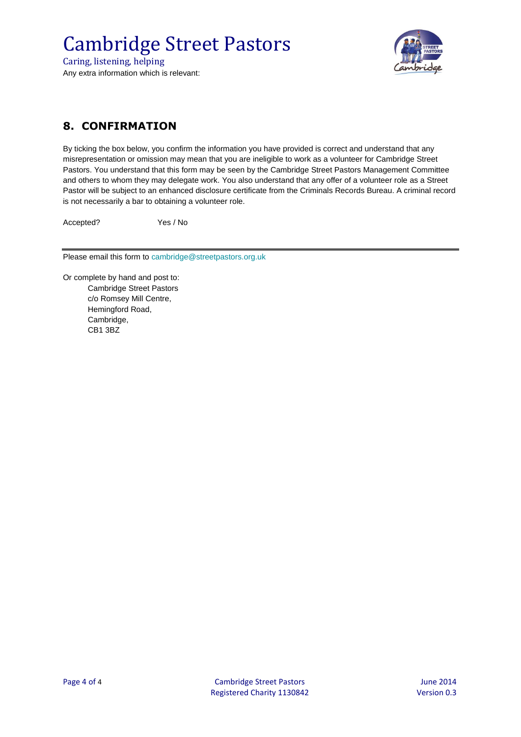Any extra information which is relevant:

## 8. CONFIRMATION

By ticking the box below, you confirm the information you have provided is correct and understand that any misrepresentation or omission may mean that you are ineligible to work as a volunteer for Cambridge Street Pastors. You understand that this form may be seen by the Cambridge Street Pastors Management Committee and others to whom they may delegate work. You also understand that any offer of a volunteer role as a Street Pastor will be subject to an enhanced disclosure certificate from the Criminals Records Bureau. A criminal record is not necessarily a bar to obtaining a volunteer role.

Accepted? Yes / No

---

Please email this form to cambridge@streetpastors.org.uk

Or complete by hand and post to:

Cambridge Street Pastors
c/o Romsey Mill Centre,
Hemingford Road,
Cambridge,
CB1 3BZ